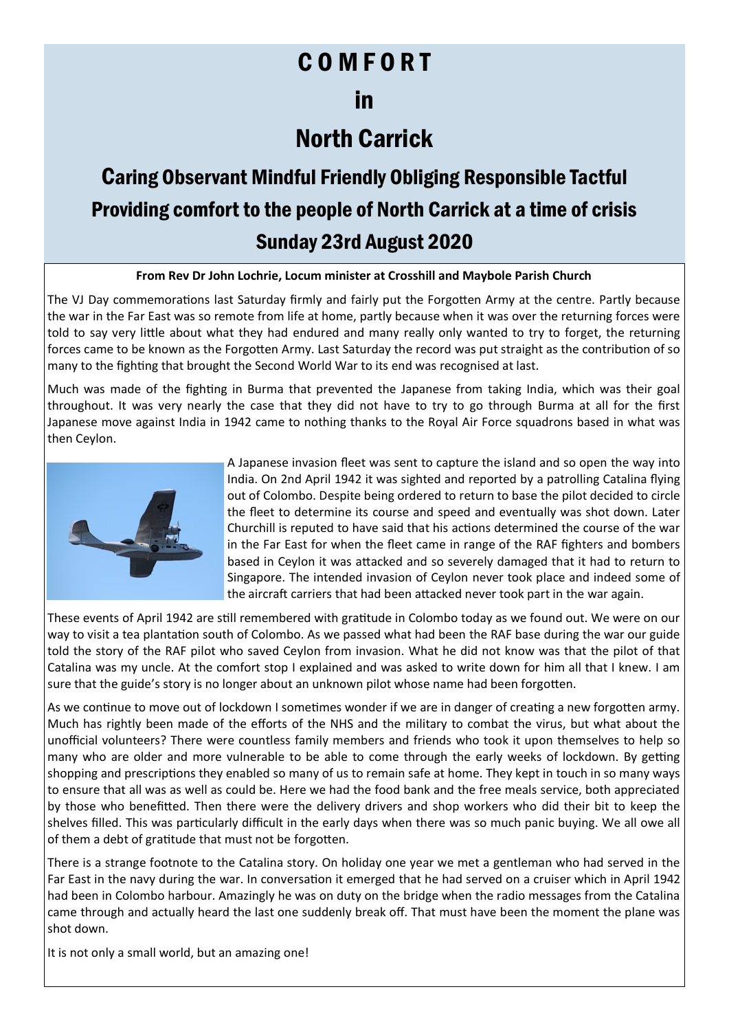# C O M F O R T

# in

# North Carrick

## Caring Observant Mindful Friendly Obliging Responsible Tactful

## Providing comfort to the people of North Carrick at a time of crisis

## Sunday 23rd August 2020

**From Rev Dr John Lochrie, Locum minister at Crosshill and Maybole Parish Church**

The VJ Day commemorations last Saturday firmly and fairly put the Forgotten Army at the centre. Partly because the war in the Far East was so remote from life at home, partly because when it was over the returning forces were told to say very little about what they had endured and many really only wanted to try to forget, the returning forces came to be known as the Forgotten Army. Last Saturday the record was put straight as the contribution of so many to the fighting that brought the Second World War to its end was recognised at last.

Much was made of the fighting in Burma that prevented the Japanese from taking India, which was their goal throughout. It was very nearly the case that they did not have to try to go through Burma at all for the first Japanese move against India in 1942 came to nothing thanks to the Royal Air Force squadrons based in what was then Ceylon.

A Japanese invasion fleet was sent to capture the island and so open the way into India. On 2nd April 1942 it was sighted and reported by a patrolling Catalina flying out of Colombo. Despite being ordered to return to base the pilot decided to circle the fleet to determine its course and speed and eventually was shot down. Later Churchill is reputed to have said that his actions determined the course of the war in the Far East for when the fleet came in range of the RAF fighters and bombers based in Ceylon it was attacked and so severely damaged that it had to return to Singapore. The intended invasion of Ceylon never took place and indeed some of the aircraft carriers that had been attacked never took part in the war again.

These events of April 1942 are still remembered with gratitude in Colombo today as we found out. We were on our way to visit a tea plantation south of Colombo. As we passed what had been the RAF base during the war our guide told the story of the RAF pilot who saved Ceylon from invasion. What he did not know was that the pilot of that Catalina was my uncle. At the comfort stop I explained and was asked to write down for him all that I knew. I am sure that the guide's story is no longer about an unknown pilot whose name had been forgotten.

As we continue to move out of lockdown I sometimes wonder if we are in danger of creating a new forgotten army. Much has rightly been made of the efforts of the NHS and the military to combat the virus, but what about the unofficial volunteers? There were countless family members and friends who took it upon themselves to help so many who are older and more vulnerable to be able to come through the early weeks of lockdown. By getting shopping and prescriptions they enabled so many of us to remain safe at home. They kept in touch in so many ways to ensure that all was as well as could be. Here we had the food bank and the free meals service, both appreciated by those who benefitted. Then there were the delivery drivers and shop workers who did their bit to keep the shelves filled. This was particularly difficult in the early days when there was so much panic buying. We all owe all of them a debt of gratitude that must not be forgotten.

There is a strange footnote to the Catalina story. On holiday one year we met a gentleman who had served in the Far East in the navy during the war. In conversation it emerged that he had served on a cruiser which in April 1942 had been in Colombo harbour. Amazingly he was on duty on the bridge when the radio messages from the Catalina came through and actually heard the last one suddenly break off. That must have been the moment the plane was shot down.

It is not only a small world, but an amazing one!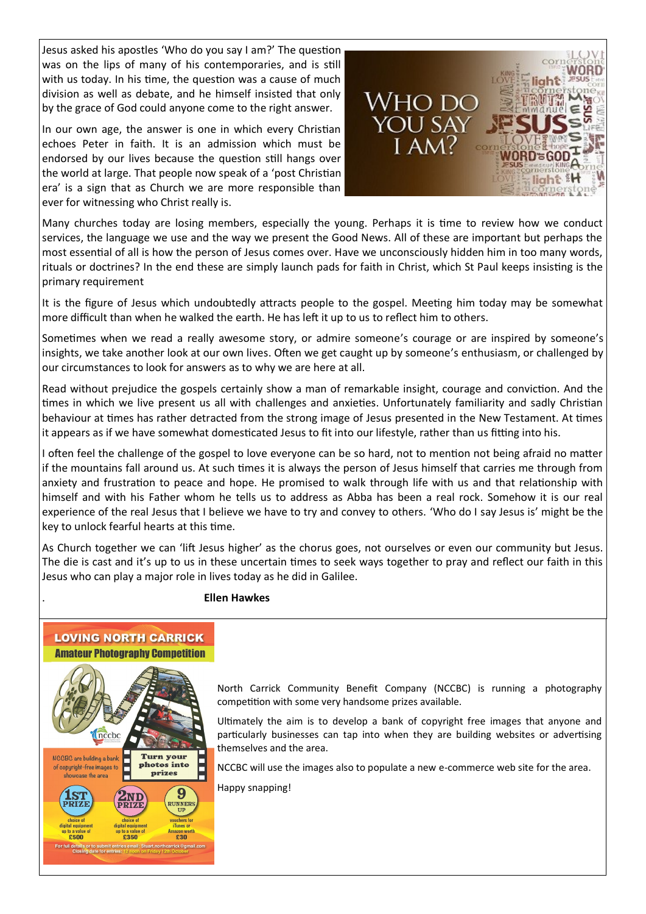Jesus asked his apostles 'Who do you say I am?' The question was on the lips of many of his contemporaries, and is still with us today. In his time, the question was a cause of much division as well as debate, and he himself insisted that only by the grace of God could anyone come to the right answer.

In our own age, the answer is one in which every Christian echoes Peter in faith. It is an admission which must be endorsed by our lives because the question still hangs over the world at large. That people now speak of a 'post Christian era' is a sign that as Church we are more responsible than ever for witnessing who Christ really is.

WHO DO YOU SAY I AM?

Many churches today are losing members, especially the young. Perhaps it is time to review how we conduct services, the language we use and the way we present the Good News. All of these are important but perhaps the most essential of all is how the person of Jesus comes over. Have we unconsciously hidden him in too many words, rituals or doctrines? In the end these are simply launch pads for faith in Christ, which St Paul keeps insisting is the primary requirement

It is the figure of Jesus which undoubtedly attracts people to the gospel. Meeting him today may be somewhat more difficult than when he walked the earth. He has left it up to us to reflect him to others.

Sometimes when we read a really awesome story, or admire someone's courage or are inspired by someone's insights, we take another look at our own lives. Often we get caught up by someone's enthusiasm, or challenged by our circumstances to look for answers as to why we are here at all.

Read without prejudice the gospels certainly show a man of remarkable insight, courage and conviction. And the times in which we live present us all with challenges and anxieties. Unfortunately familiarity and sadly Christian behaviour at times has rather detracted from the strong image of Jesus presented in the New Testament. At times it appears as if we have somewhat domesticated Jesus to fit into our lifestyle, rather than us fitting into his.

I often feel the challenge of the gospel to love everyone can be so hard, not to mention not being afraid no matter if the mountains fall around us. At such times it is always the person of Jesus himself that carries me through from anxiety and frustration to peace and hope. He promised to walk through life with us and that relationship with himself and with his Father whom he tells us to address as Abba has been a real rock. Somehow it is our real experience of the real Jesus that I believe we have to try and convey to others. 'Who do I say Jesus is' might be the key to unlock fearful hearts at this time.

As Church together we can 'lift Jesus higher' as the chorus goes, not ourselves or even our community but Jesus. The die is cast and it's up to us in these uncertain times to seek ways together to pray and reflect our faith in this Jesus who can play a major role in lives today as he did in Galilee.

**Ellen Hawkes**

## LOVING NORTH CARRICK

### Amateur Photography Competition

NCCBC are building a bank of copyright-free images to showcase the area

Turn your photos into prizes

1ST PRIZE: choice of digital equipment up to a value of £500

2ND PRIZE: choice of digital equipment up to a value of £350

9 RUNNERS UP: vouchers for iTunes or Amazon worth £30

For full details or to submit entries email: Stuart.northcarrick@gmail.com
Closing date for entries: 12 noon on Friday 12th October

North Carrick Community Benefit Company (NCCBC) is running a photography competition with some very handsome prizes available.

Ultimately the aim is to develop a bank of copyright free images that anyone and particularly businesses can tap into when they are building websites or advertising themselves and the area.

NCCBC will use the images also to populate a new e-commerce web site for the area.

Happy snapping!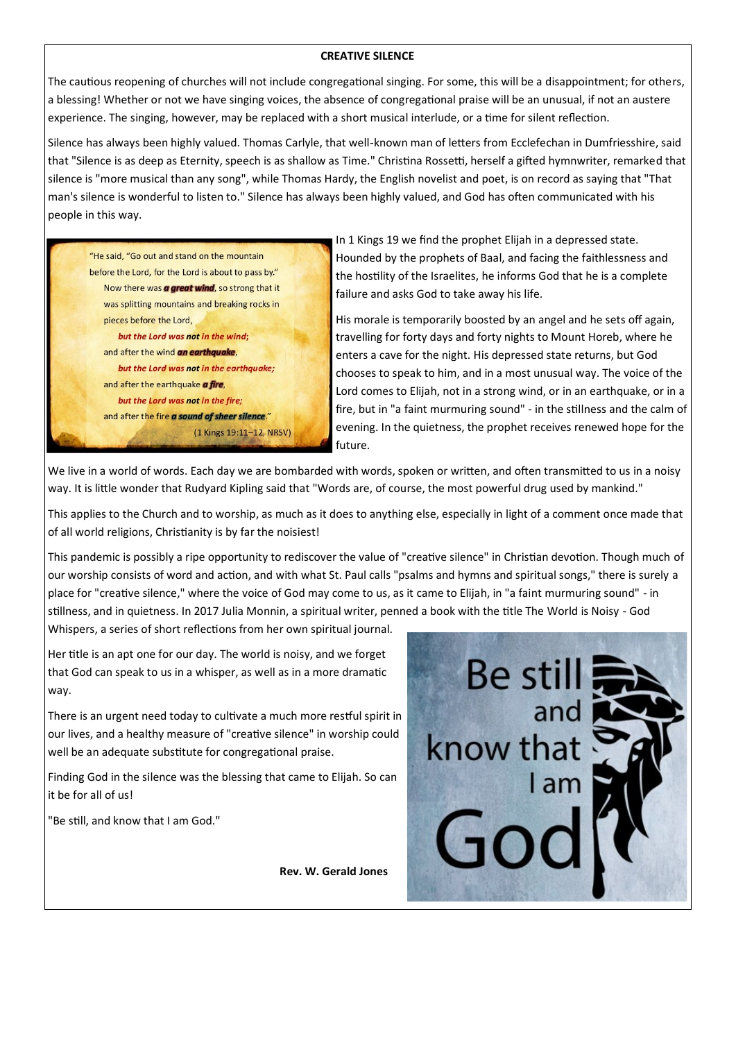## CREATIVE SILENCE

The cautious reopening of churches will not include congregational singing. For some, this will be a disappointment; for others, a blessing! Whether or not we have singing voices, the absence of congregational praise will be an unusual, if not an austere experience. The singing, however, may be replaced with a short musical interlude, or a time for silent reflection.

Silence has always been highly valued. Thomas Carlyle, that well-known man of letters from Ecclefechan in Dumfriesshire, said that "Silence is as deep as Eternity, speech is as shallow as Time." Christina Rossetti, herself a gifted hymnwriter, remarked that silence is "more musical than any song", while Thomas Hardy, the English novelist and poet, is on record as saying that "That man's silence is wonderful to listen to." Silence has always been highly valued, and God has often communicated with his people in this way.

> "He said, "Go out and stand on the mountain before the Lord, for the Lord is about to pass by."
> Now there was ***a great wind***, so strong that it was splitting mountains and breaking rocks in pieces before the Lord,
> ***but the Lord was not in the wind;***
> and after the wind ***an earthquake***,
> ***but the Lord was not in the earthquake;***
> and after the earthquake ***a fire***,
> ***but the Lord was not in the fire;***
> and after the fire ***a sound of sheer silence***."
> (1 Kings 19:11–12, NRSV)

In 1 Kings 19 we find the prophet Elijah in a depressed state. Hounded by the prophets of Baal, and facing the faithlessness and the hostility of the Israelites, he informs God that he is a complete failure and asks God to take away his life.

His morale is temporarily boosted by an angel and he sets off again, travelling for forty days and forty nights to Mount Horeb, where he enters a cave for the night. His depressed state returns, but God chooses to speak to him, and in a most unusual way. The voice of the Lord comes to Elijah, not in a strong wind, or in an earthquake, or in a fire, but in "a faint murmuring sound" - in the stillness and the calm of evening. In the quietness, the prophet receives renewed hope for the future.

We live in a world of words. Each day we are bombarded with words, spoken or written, and often transmitted to us in a noisy way. It is little wonder that Rudyard Kipling said that "Words are, of course, the most powerful drug used by mankind."

This applies to the Church and to worship, as much as it does to anything else, especially in light of a comment once made that of all world religions, Christianity is by far the noisiest!

This pandemic is possibly a ripe opportunity to rediscover the value of "creative silence" in Christian devotion. Though much of our worship consists of word and action, and with what St. Paul calls "psalms and hymns and spiritual songs," there is surely a place for "creative silence," where the voice of God may come to us, as it came to Elijah, in "a faint murmuring sound" - in stillness, and in quietness. In 2017 Julia Monnin, a spiritual writer, penned a book with the title The World is Noisy - God Whispers, a series of short reflections from her own spiritual journal.

Her title is an apt one for our day. The world is noisy, and we forget that God can speak to us in a whisper, as well as in a more dramatic way.

There is an urgent need today to cultivate a much more restful spirit in our lives, and a healthy measure of "creative silence" in worship could well be an adequate substitute for congregational praise.

Finding God in the silence was the blessing that came to Elijah. So can it be for all of us!

"Be still, and know that I am God."

**Rev. W. Gerald Jones**